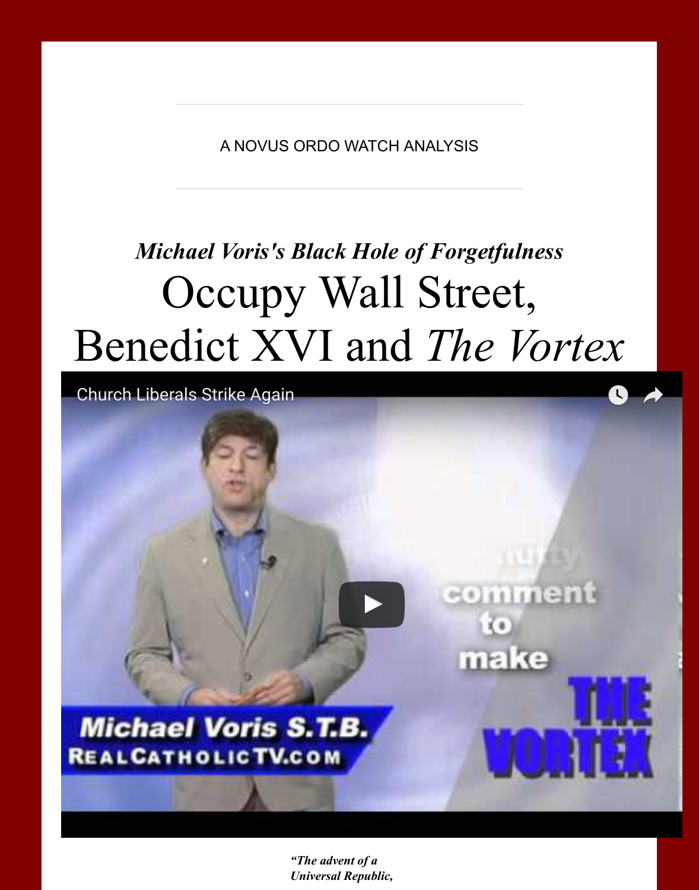A NOVUS ORDO WATCH ANALYSIS

*Michael Voris's Black Hole of Forgetfulness*

# Occupy Wall Street, Benedict XVI and *The Vortex*

***"The advent of a Universal Republic,***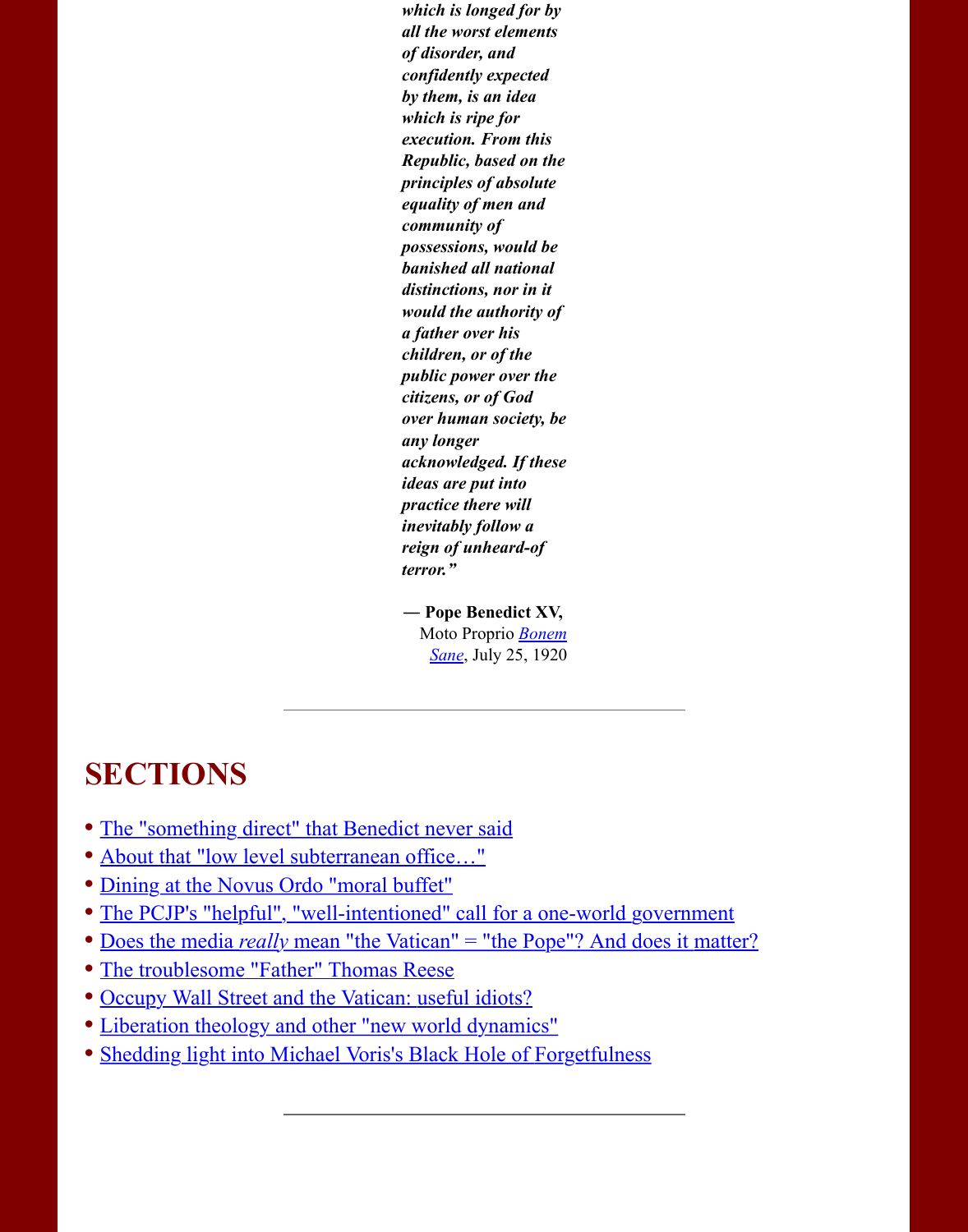*which is longed for by all the worst elements of disorder, and confidently expected by them, is an idea which is ripe for execution. From this Republic, based on the principles of absolute equality of men and community of possessions, would be banished all national distinctions, nor in it would the authority of a father over his children, or of the public power over the citizens, or of God over human society, be any longer acknowledged. If these ideas are put into practice there will inevitably follow a reign of unheard-of terror."*

**— Pope Benedict XV,** Moto Proprio *Bonem Sane*, July 25, 1920

---

# SECTIONS

- The "something direct" that Benedict never said
- About that "low level subterranean office…"
- Dining at the Novus Ordo "moral buffet"
- The PCJP's "helpful", "well-intentioned" call for a one-world government
- Does the media *really* mean "the Vatican" = "the Pope"? And does it matter?
- The troublesome "Father" Thomas Reese
- Occupy Wall Street and the Vatican: useful idiots?
- Liberation theology and other "new world dynamics"
- Shedding light into Michael Voris's Black Hole of Forgetfulness

---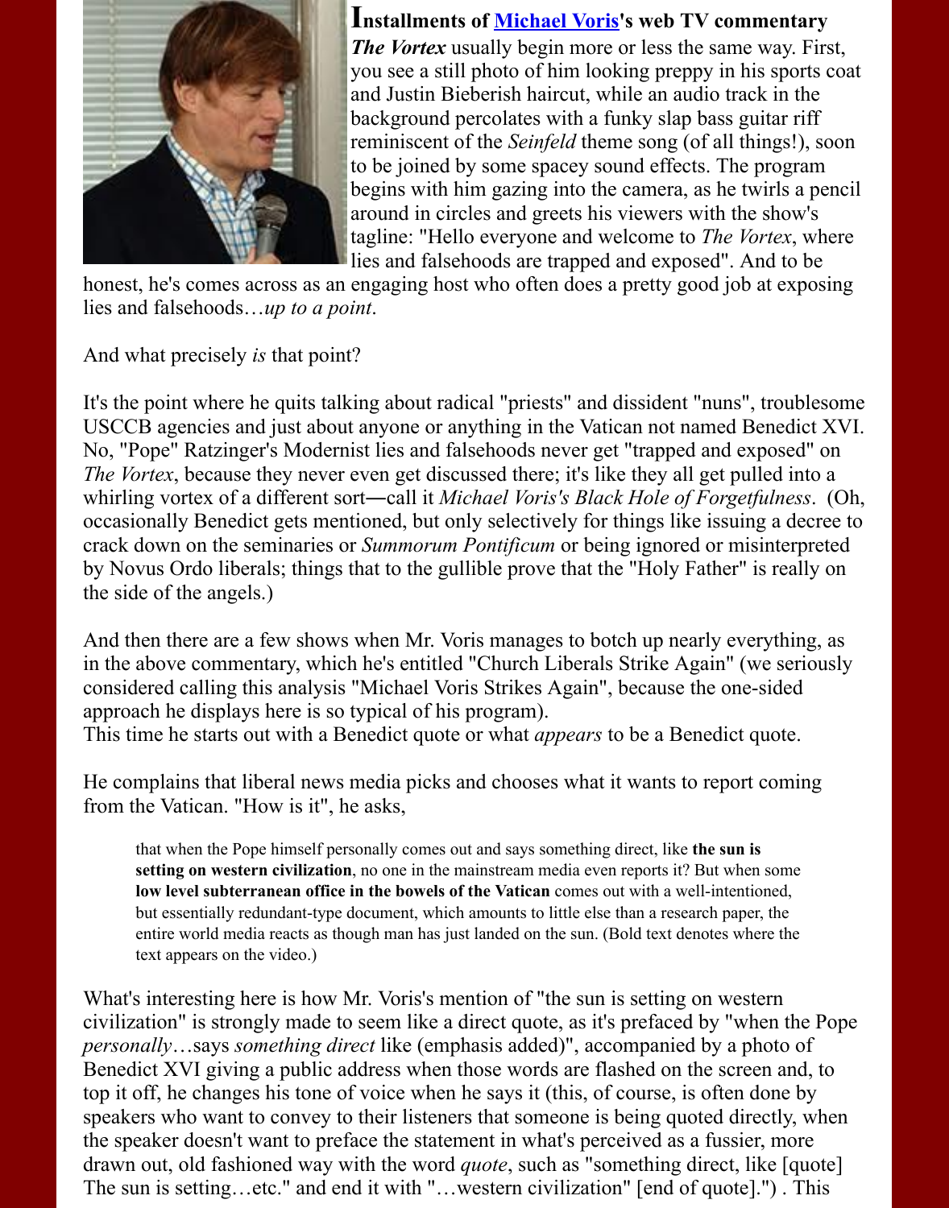**Installments of Michael Voris's web TV commentary** ***The Vortex*** usually begin more or less the same way. First, you see a still photo of him looking preppy in his sports coat and Justin Bieberish haircut, while an audio track in the background percolates with a funky slap bass guitar riff reminiscent of the *Seinfeld* theme song (of all things!), soon to be joined by some spacey sound effects. The program begins with him gazing into the camera, as he twirls a pencil around in circles and greets his viewers with the show's tagline: "Hello everyone and welcome to *The Vortex*, where lies and falsehoods are trapped and exposed". And to be honest, he's comes across as an engaging host who often does a pretty good job at exposing lies and falsehoods…*up to a point*.

And what precisely *is* that point?

It's the point where he quits talking about radical "priests" and dissident "nuns", troublesome USCCB agencies and just about anyone or anything in the Vatican not named Benedict XVI. No, "Pope" Ratzinger's Modernist lies and falsehoods never get "trapped and exposed" on *The Vortex*, because they never even get discussed there; it's like they all get pulled into a whirling vortex of a different sort—call it *Michael Voris's Black Hole of Forgetfulness*. (Oh, occasionally Benedict gets mentioned, but only selectively for things like issuing a decree to crack down on the seminaries or *Summorum Pontificum* or being ignored or misinterpreted by Novus Ordo liberals; things that to the gullible prove that the "Holy Father" is really on the side of the angels.)

And then there are a few shows when Mr. Voris manages to botch up nearly everything, as in the above commentary, which he's entitled "Church Liberals Strike Again" (we seriously considered calling this analysis "Michael Voris Strikes Again", because the one-sided approach he displays here is so typical of his program).
This time he starts out with a Benedict quote or what *appears* to be a Benedict quote.

He complains that liberal news media picks and chooses what it wants to report coming from the Vatican. "How is it", he asks,

> that when the Pope himself personally comes out and says something direct, like **the sun is setting on western civilization**, no one in the mainstream media even reports it? But when some **low level subterranean office in the bowels of the Vatican** comes out with a well-intentioned, but essentially redundant-type document, which amounts to little else than a research paper, the entire world media reacts as though man has just landed on the sun. (Bold text denotes where the text appears on the video.)

What's interesting here is how Mr. Voris's mention of "the sun is setting on western civilization" is strongly made to seem like a direct quote, as it's prefaced by "when the Pope *personally*…says *something direct* like (emphasis added)", accompanied by a photo of Benedict XVI giving a public address when those words are flashed on the screen and, to top it off, he changes his tone of voice when he says it (this, of course, is often done by speakers who want to convey to their listeners that someone is being quoted directly, when the speaker doesn't want to preface the statement in what's perceived as a fussier, more drawn out, old fashioned way with the word *quote*, such as "something direct, like [quote] The sun is setting…etc." and end it with "…western civilization" [end of quote].") . This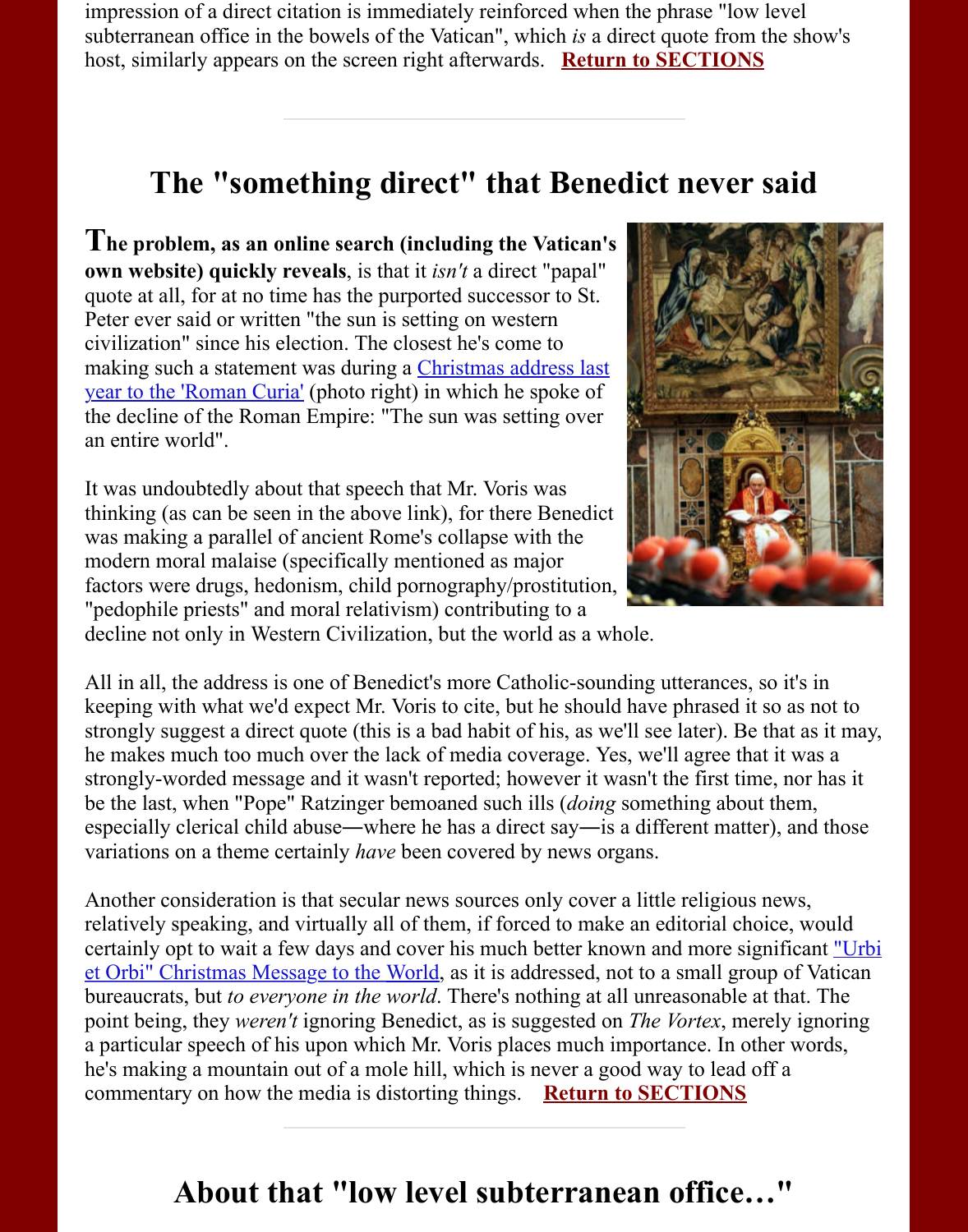impression of a direct citation is immediately reinforced when the phrase "low level subterranean office in the bowels of the Vatican", which *is* a direct quote from the show's host, similarly appears on the screen right afterwards. **Return to SECTIONS**

---

## The "something direct" that Benedict never said

**The problem, as an online search (including the Vatican's own website) quickly reveals**, is that it *isn't* a direct "papal" quote at all, for at no time has the purported successor to St. Peter ever said or written "the sun is setting on western civilization" since his election. The closest he's come to making such a statement was during a Christmas address last year to the 'Roman Curia' (photo right) in which he spoke of the decline of the Roman Empire: "The sun was setting over an entire world".

It was undoubtedly about that speech that Mr. Voris was thinking (as can be seen in the above link), for there Benedict was making a parallel of ancient Rome's collapse with the modern moral malaise (specifically mentioned as major factors were drugs, hedonism, child pornography/prostitution, "pedophile priests" and moral relativism) contributing to a decline not only in Western Civilization, but the world as a whole.

All in all, the address is one of Benedict's more Catholic-sounding utterances, so it's in keeping with what we'd expect Mr. Voris to cite, but he should have phrased it so as not to strongly suggest a direct quote (this is a bad habit of his, as we'll see later). Be that as it may, he makes much too much over the lack of media coverage. Yes, we'll agree that it was a strongly-worded message and it wasn't reported; however it wasn't the first time, nor has it be the last, when "Pope" Ratzinger bemoaned such ills (*doing* something about them, especially clerical child abuse—where he has a direct say—is a different matter), and those variations on a theme certainly *have* been covered by news organs.

Another consideration is that secular news sources only cover a little religious news, relatively speaking, and virtually all of them, if forced to make an editorial choice, would certainly opt to wait a few days and cover his much better known and more significant "Urbi et Orbi" Christmas Message to the World, as it is addressed, not to a small group of Vatican bureaucrats, but *to everyone in the world*. There's nothing at all unreasonable at that. The point being, they *weren't* ignoring Benedict, as is suggested on *The Vortex*, merely ignoring a particular speech of his upon which Mr. Voris places much importance. In other words, he's making a mountain out of a mole hill, which is never a good way to lead off a commentary on how the media is distorting things. **Return to SECTIONS**

---

## About that "low level subterranean office..."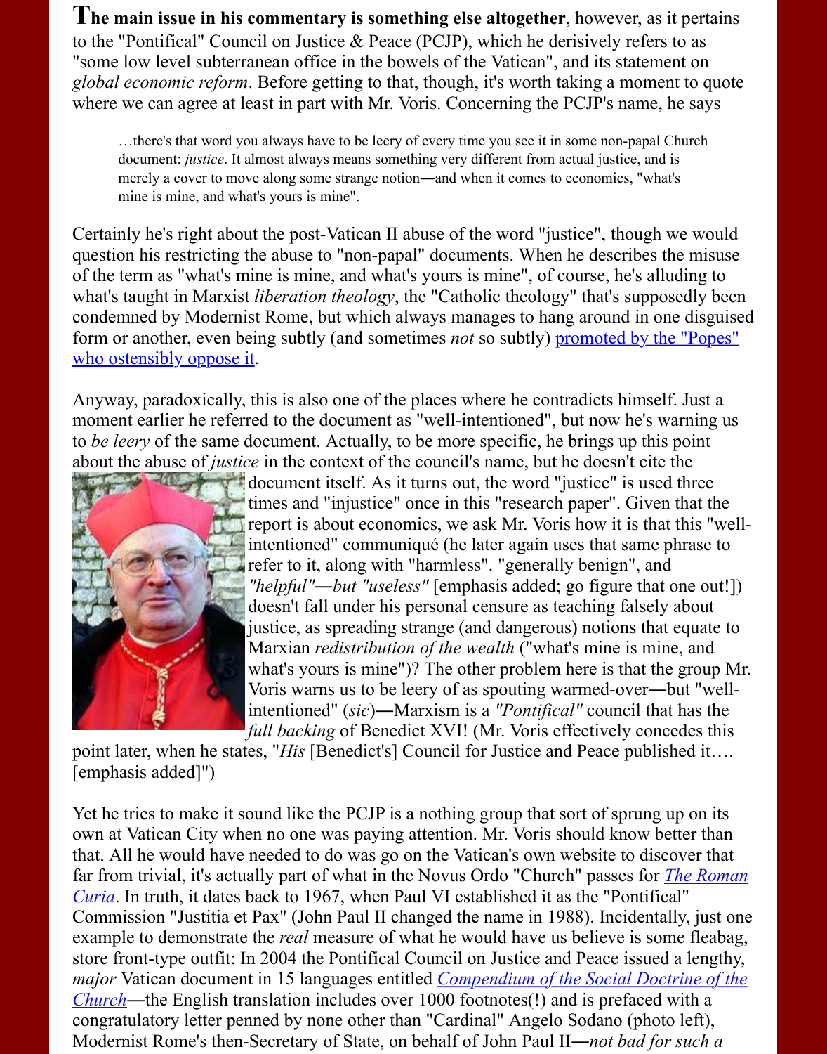**The main issue in his commentary is something else altogether**, however, as it pertains to the "Pontifical" Council on Justice & Peace (PCJP), which he derisively refers to as "some low level subterranean office in the bowels of the Vatican", and its statement on *global economic reform*. Before getting to that, though, it's worth taking a moment to quote where we can agree at least in part with Mr. Voris. Concerning the PCJP's name, he says

> …there's that word you always have to be leery of every time you see it in some non-papal Church document: *justice*. It almost always means something very different from actual justice, and is merely a cover to move along some strange notion—and when it comes to economics, "what's mine is mine, and what's yours is mine".

Certainly he's right about the post-Vatican II abuse of the word "justice", though we would question his restricting the abuse to "non-papal" documents. When he describes the misuse of the term as "what's mine is mine, and what's yours is mine", of course, he's alluding to what's taught in Marxist *liberation theology*, the "Catholic theology" that's supposedly been condemned by Modernist Rome, but which always manages to hang around in one disguised form or another, even being subtly (and sometimes *not* so subtly) promoted by the "Popes" who ostensibly oppose it.

Anyway, paradoxically, this is also one of the places where he contradicts himself. Just a moment earlier he referred to the document as "well-intentioned", but now he's warning us to *be leery* of the same document. Actually, to be more specific, he brings up this point about the abuse of *justice* in the context of the council's name, but he doesn't cite the document itself. As it turns out, the word "justice" is used three times and "injustice" once in this "research paper". Given that the report is about economics, we ask Mr. Voris how it is that this "well-intentioned" communiqué (he later again uses that same phrase to refer to it, along with "harmless". "generally benign", and *"helpful"—but "useless"* [emphasis added; go figure that one out!]) doesn't fall under his personal censure as teaching falsely about justice, as spreading strange (and dangerous) notions that equate to Marxian *redistribution of the wealth* ("what's mine is mine, and what's yours is mine")? The other problem here is that the group Mr. Voris warns us to be leery of as spouting warmed-over—but "well-intentioned" (*sic*)—Marxism is a *"Pontifical"* council that has the *full backing* of Benedict XVI! (Mr. Voris effectively concedes this point later, when he states, "*His* [Benedict's] Council for Justice and Peace published it…. [emphasis added]")

Yet he tries to make it sound like the PCJP is a nothing group that sort of sprung up on its own at Vatican City when no one was paying attention. Mr. Voris should know better than that. All he would have needed to do was go on the Vatican's own website to discover that far from trivial, it's actually part of what in the Novus Ordo "Church" passes for The Roman Curia. In truth, it dates back to 1967, when Paul VI established it as the "Pontifical" Commission "Justitia et Pax" (John Paul II changed the name in 1988). Incidentally, just one example to demonstrate the *real* measure of what he would have us believe is some fleabag, store front-type outfit: In 2004 the Pontifical Council on Justice and Peace issued a lengthy, *major* Vatican document in 15 languages entitled *Compendium of the Social Doctrine of the Church*—the English translation includes over 1000 footnotes(!) and is prefaced with a congratulatory letter penned by none other than "Cardinal" Angelo Sodano (photo left), Modernist Rome's then-Secretary of State, on behalf of John Paul II—*not bad for such a*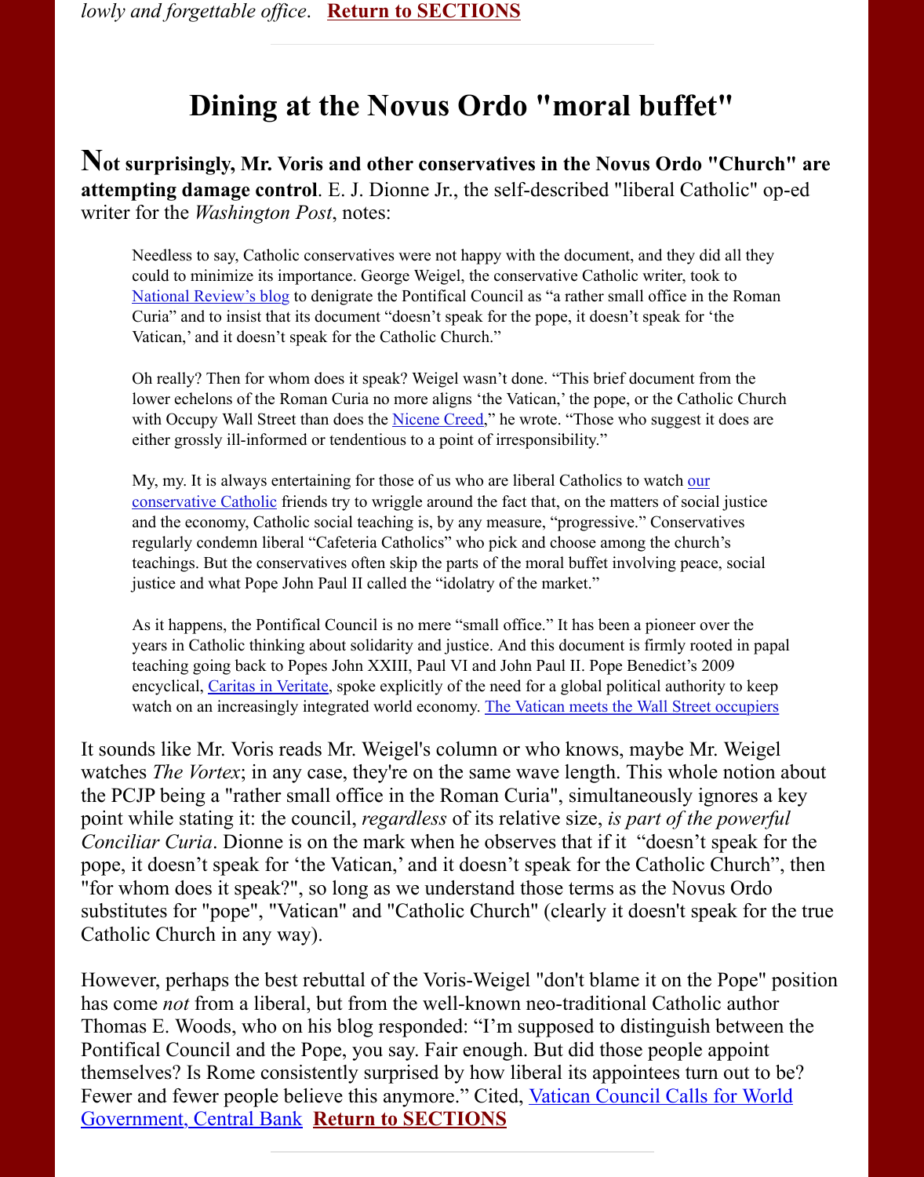*lowly and forgettable office*. **Return to SECTIONS**

# Dining at the Novus Ordo "moral buffet"

**Not surprisingly, Mr. Voris and other conservatives in the Novus Ordo "Church" are attempting damage control**. E. J. Dionne Jr., the self-described "liberal Catholic" op-ed writer for the *Washington Post*, notes:

> Needless to say, Catholic conservatives were not happy with the document, and they did all they could to minimize its importance. George Weigel, the conservative Catholic writer, took to National Review's blog to denigrate the Pontifical Council as "a rather small office in the Roman Curia" and to insist that its document "doesn't speak for the pope, it doesn't speak for 'the Vatican,' and it doesn't speak for the Catholic Church."
>
> Oh really? Then for whom does it speak? Weigel wasn't done. "This brief document from the lower echelons of the Roman Curia no more aligns 'the Vatican,' the pope, or the Catholic Church with Occupy Wall Street than does the Nicene Creed," he wrote. "Those who suggest it does are either grossly ill-informed or tendentious to a point of irresponsibility."
>
> My, my. It is always entertaining for those of us who are liberal Catholics to watch our conservative Catholic friends try to wriggle around the fact that, on the matters of social justice and the economy, Catholic social teaching is, by any measure, "progressive." Conservatives regularly condemn liberal "Cafeteria Catholics" who pick and choose among the church's teachings. But the conservatives often skip the parts of the moral buffet involving peace, social justice and what Pope John Paul II called the "idolatry of the market."
>
> As it happens, the Pontifical Council is no mere "small office." It has been a pioneer over the years in Catholic thinking about solidarity and justice. And this document is firmly rooted in papal teaching going back to Popes John XXIII, Paul VI and John Paul II. Pope Benedict's 2009 encyclical, Caritas in Veritate, spoke explicitly of the need for a global political authority to keep watch on an increasingly integrated world economy. The Vatican meets the Wall Street occupiers

It sounds like Mr. Voris reads Mr. Weigel's column or who knows, maybe Mr. Weigel watches *The Vortex*; in any case, they're on the same wave length. This whole notion about the PCJP being a "rather small office in the Roman Curia", simultaneously ignores a key point while stating it: the council, *regardless* of its relative size, *is part of the powerful Conciliar Curia*. Dionne is on the mark when he observes that if it "doesn't speak for the pope, it doesn't speak for 'the Vatican,' and it doesn't speak for the Catholic Church", then "for whom does it speak?", so long as we understand those terms as the Novus Ordo substitutes for "pope", "Vatican" and "Catholic Church" (clearly it doesn't speak for the true Catholic Church in any way).

However, perhaps the best rebuttal of the Voris-Weigel "don't blame it on the Pope" position has come *not* from a liberal, but from the well-known neo-traditional Catholic author Thomas E. Woods, who on his blog responded: "I'm supposed to distinguish between the Pontifical Council and the Pope, you say. Fair enough. But did those people appoint themselves? Is Rome consistently surprised by how liberal its appointees turn out to be? Fewer and fewer people believe this anymore." Cited, Vatican Council Calls for World Government, Central Bank **Return to SECTIONS**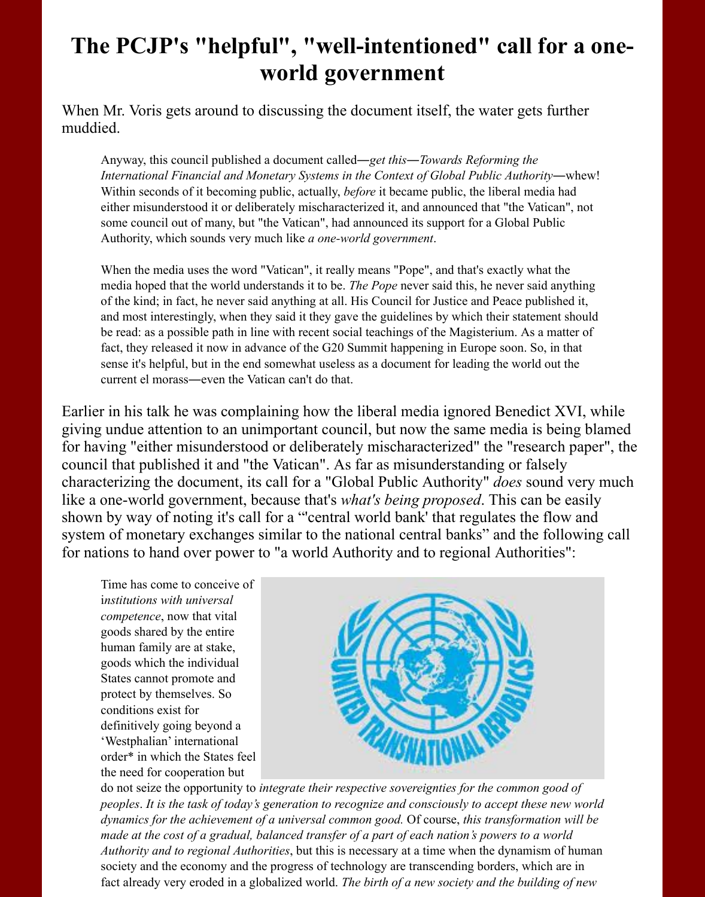# The PCJP's "helpful", "well-intentioned" call for a one-world government

When Mr. Voris gets around to discussing the document itself, the water gets further muddied.

> Anyway, this council published a document called—*get this*—*Towards Reforming the International Financial and Monetary Systems in the Context of Global Public Authority*—whew! Within seconds of it becoming public, actually, *before* it became public, the liberal media had either misunderstood it or deliberately mischaracterized it, and announced that "the Vatican", not some council out of many, but "the Vatican", had announced its support for a Global Public Authority, which sounds very much like *a one-world government*.
>
> When the media uses the word "Vatican", it really means "Pope", and that's exactly what the media hoped that the world understands it to be. *The Pope* never said this, he never said anything of the kind; in fact, he never said anything at all. His Council for Justice and Peace published it, and most interestingly, when they said it they gave the guidelines by which their statement should be read: as a possible path in line with recent social teachings of the Magisterium. As a matter of fact, they released it now in advance of the G20 Summit happening in Europe soon. So, in that sense it's helpful, but in the end somewhat useless as a document for leading the world out the current el morass—even the Vatican can't do that.

Earlier in his talk he was complaining how the liberal media ignored Benedict XVI, while giving undue attention to an unimportant council, but now the same media is being blamed for having "either misunderstood or deliberately mischaracterized" the "research paper", the council that published it and "the Vatican". As far as misunderstanding or falsely characterizing the document, its call for a "Global Public Authority" *does* sound very much like a one-world government, because that's *what's being proposed*. This can be easily shown by way of noting it's call for a "'central world bank' that regulates the flow and system of monetary exchanges similar to the national central banks" and the following call for nations to hand over power to "a world Authority and to regional Authorities":

> Time has come to conceive of i*nstitutions with universal competence*, now that vital goods shared by the entire human family are at stake, goods which the individual States cannot promote and protect by themselves. So conditions exist for definitively going beyond a 'Westphalian' international order* in which the States feel the need for cooperation but do not seize the opportunity to *integrate their respective sovereignties for the common good of peoples*. *It is the task of today's generation to recognize and consciously to accept these new world dynamics for the achievement of a universal common good.* Of course, *this transformation will be made at the cost of a gradual, balanced transfer of a part of each nation's powers to a world Authority and to regional Authorities*, but this is necessary at a time when the dynamism of human society and the economy and the progress of technology are transcending borders, which are in fact already very eroded in a globalized world. *The birth of a new society and the building of new*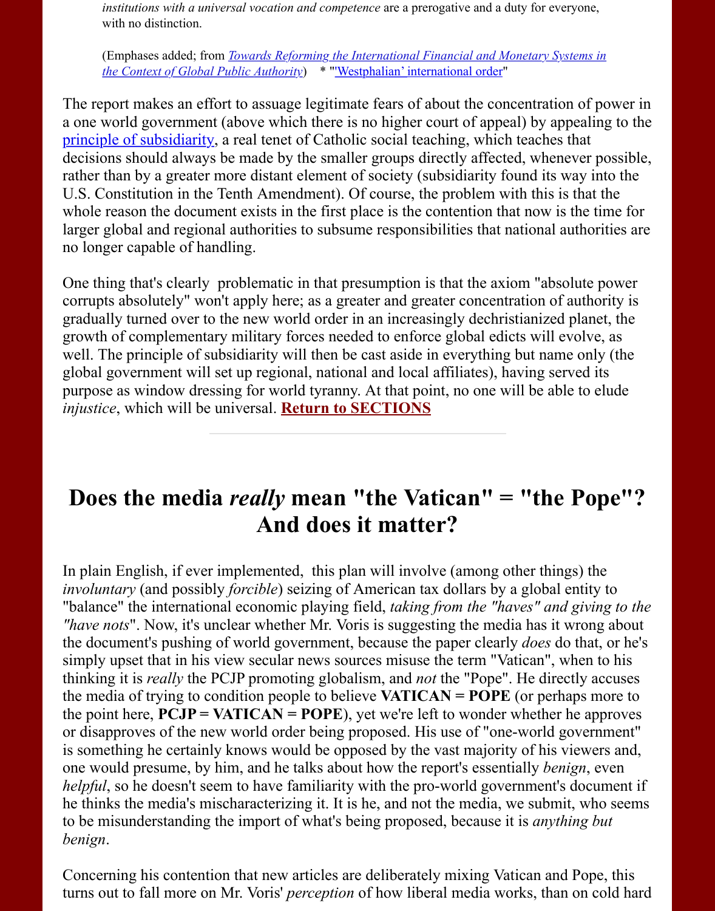*institutions with a universal vocation and competence* are a prerogative and a duty for everyone, with no distinction.

(Emphases added; from *Towards Reforming the International Financial and Monetary Systems in the Context of Global Public Authority*)    * "'Westphalian' international order"

The report makes an effort to assuage legitimate fears of about the concentration of power in a one world government (above which there is no higher court of appeal) by appealing to the principle of subsidiarity, a real tenet of Catholic social teaching, which teaches that decisions should always be made by the smaller groups directly affected, whenever possible, rather than by a greater more distant element of society (subsidiarity found its way into the U.S. Constitution in the Tenth Amendment). Of course, the problem with this is that the whole reason the document exists in the first place is the contention that now is the time for larger global and regional authorities to subsume responsibilities that national authorities are no longer capable of handling.

One thing that's clearly problematic in that presumption is that the axiom "absolute power corrupts absolutely" won't apply here; as a greater and greater concentration of authority is gradually turned over to the new world order in an increasingly dechristianized planet, the growth of complementary military forces needed to enforce global edicts will evolve, as well. The principle of subsidiarity will then be cast aside in everything but name only (the global government will set up regional, national and local affiliates), having served its purpose as window dressing for world tyranny. At that point, no one will be able to elude *injustice*, which will be universal. **Return to SECTIONS**

---

# Does the media *really* mean "the Vatican" = "the Pope"? And does it matter?

In plain English, if ever implemented, this plan will involve (among other things) the *involuntary* (and possibly *forcible*) seizing of American tax dollars by a global entity to "balance" the international economic playing field, *taking from the "haves" and giving to the "have nots"*. Now, it's unclear whether Mr. Voris is suggesting the media has it wrong about the document's pushing of world government, because the paper clearly *does* do that, or he's simply upset that in his view secular news sources misuse the term "Vatican", when to his thinking it is *really* the PCJP promoting globalism, and *not* the "Pope". He directly accuses the media of trying to condition people to believe **VATICAN = POPE** (or perhaps more to the point here, **PCJP = VATICAN = POPE**), yet we're left to wonder whether he approves or disapproves of the new world order being proposed. His use of "one-world government" is something he certainly knows would be opposed by the vast majority of his viewers and, one would presume, by him, and he talks about how the report's essentially *benign*, even *helpful*, so he doesn't seem to have familiarity with the pro-world government's document if he thinks the media's mischaracterizing it. It is he, and not the media, we submit, who seems to be misunderstanding the import of what's being proposed, because it is *anything but benign*.

Concerning his contention that new articles are deliberately mixing Vatican and Pope, this turns out to fall more on Mr. Voris' *perception* of how liberal media works, than on cold hard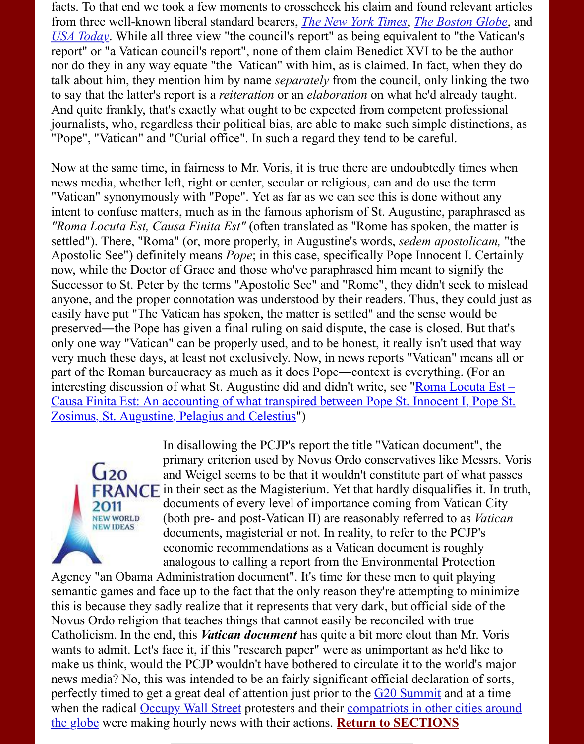facts. To that end we took a few moments to crosscheck his claim and found relevant articles from three well-known liberal standard bearers, *The New York Times*, *The Boston Globe*, and *USA Today*. While all three view "the council's report" as being equivalent to "the Vatican's report" or "a Vatican council's report", none of them claim Benedict XVI to be the author nor do they in any way equate "the Vatican" with him, as is claimed. In fact, when they do talk about him, they mention him by name *separately* from the council, only linking the two to say that the latter's report is a *reiteration* or an *elaboration* on what he'd already taught. And quite frankly, that's exactly what ought to be expected from competent professional journalists, who, regardless their political bias, are able to make such simple distinctions, as "Pope", "Vatican" and "Curial office". In such a regard they tend to be careful.

Now at the same time, in fairness to Mr. Voris, it is true there are undoubtedly times when news media, whether left, right or center, secular or religious, can and do use the term "Vatican" synonymously with "Pope". Yet as far as we can see this is done without any intent to confuse matters, much as in the famous aphorism of St. Augustine, paraphrased as *"Roma Locuta Est, Causa Finita Est"* (often translated as "Rome has spoken, the matter is settled"). There, "Roma" (or, more properly, in Augustine's words, *sedem apostolicam,* "the Apostolic See") definitely means *Pope*; in this case, specifically Pope Innocent I. Certainly now, while the Doctor of Grace and those who've paraphrased him meant to signify the Successor to St. Peter by the terms "Apostolic See" and "Rome", they didn't seek to mislead anyone, and the proper connotation was understood by their readers. Thus, they could just as easily have put "The Vatican has spoken, the matter is settled" and the sense would be preserved—the Pope has given a final ruling on said dispute, the case is closed. But that's only one way "Vatican" can be properly used, and to be honest, it really isn't used that way very much these days, at least not exclusively. Now, in news reports "Vatican" means all or part of the Roman bureaucracy as much as it does Pope—context is everything. (For an interesting discussion of what St. Augustine did and didn't write, see "Roma Locuta Est – Causa Finita Est: An accounting of what transpired between Pope St. Innocent I, Pope St. Zosimus, St. Augustine, Pelagius and Celestius")

G20 FRANCE 2011 NEW WORLD NEW IDEAS

In disallowing the PCJP's report the title "Vatican document", the primary criterion used by Novus Ordo conservatives like Messrs. Voris and Weigel seems to be that it wouldn't constitute part of what passes in their sect as the Magisterium. Yet that hardly disqualifies it. In truth, documents of every level of importance coming from Vatican City (both pre- and post-Vatican II) are reasonably referred to as *Vatican* documents, magisterial or not. In reality, to refer to the PCJP's economic recommendations as a Vatican document is roughly analogous to calling a report from the Environmental Protection Agency "an Obama Administration document". It's time for these men to quit playing semantic games and face up to the fact that the only reason they're attempting to minimize this is because they sadly realize that it represents that very dark, but official side of the Novus Ordo religion that teaches things that cannot easily be reconciled with true Catholicism. In the end, this ***Vatican document*** has quite a bit more clout than Mr. Voris wants to admit. Let's face it, if this "research paper" were as unimportant as he'd like to make us think, would the PCJP wouldn't have bothered to circulate it to the world's major news media? No, this was intended to be an fairly significant official declaration of sorts, perfectly timed to get a great deal of attention just prior to the G20 Summit and at a time when the radical Occupy Wall Street protesters and their compatriots in other cities around the globe were making hourly news with their actions. **Return to SECTIONS**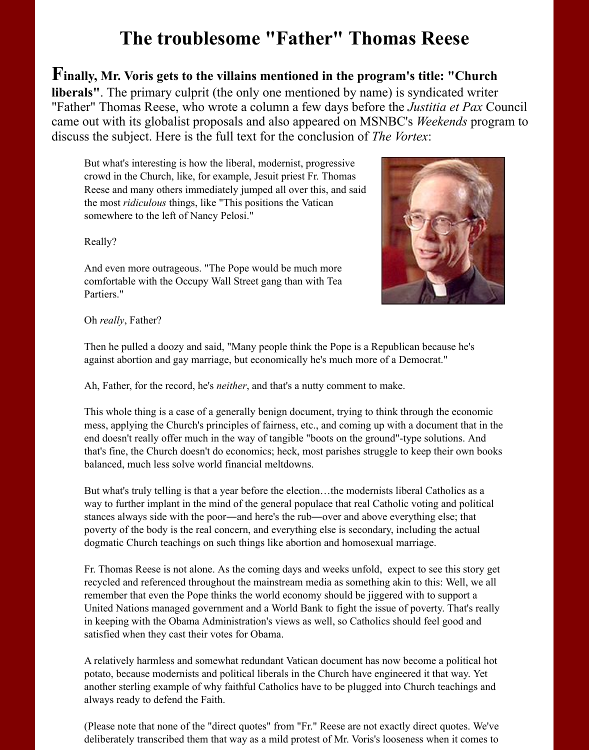# The troublesome "Father" Thomas Reese

**Finally, Mr. Voris gets to the villains mentioned in the program's title: "Church liberals"**. The primary culprit (the only one mentioned by name) is syndicated writer "Father" Thomas Reese, who wrote a column a few days before the *Justitia et Pax* Council came out with its globalist proposals and also appeared on MSNBC's *Weekends* program to discuss the subject. Here is the full text for the conclusion of *The Vortex*:

> But what's interesting is how the liberal, modernist, progressive crowd in the Church, like, for example, Jesuit priest Fr. Thomas Reese and many others immediately jumped all over this, and said the most *ridiculous* things, like "This positions the Vatican somewhere to the left of Nancy Pelosi."
>
> Really?
>
> And even more outrageous. "The Pope would be much more comfortable with the Occupy Wall Street gang than with Tea Partiers."
>
> Oh *really*, Father?
>
> Then he pulled a doozy and said, "Many people think the Pope is a Republican because he's against abortion and gay marriage, but economically he's much more of a Democrat."
>
> Ah, Father, for the record, he's *neither*, and that's a nutty comment to make.
>
> This whole thing is a case of a generally benign document, trying to think through the economic mess, applying the Church's principles of fairness, etc., and coming up with a document that in the end doesn't really offer much in the way of tangible "boots on the ground"-type solutions. And that's fine, the Church doesn't do economics; heck, most parishes struggle to keep their own books balanced, much less solve world financial meltdowns.
>
> But what's truly telling is that a year before the election…the modernists liberal Catholics as a way to further implant in the mind of the general populace that real Catholic voting and political stances always side with the poor―and here's the rub―over and above everything else; that poverty of the body is the real concern, and everything else is secondary, including the actual dogmatic Church teachings on such things like abortion and homosexual marriage.
>
> Fr. Thomas Reese is not alone. As the coming days and weeks unfold, expect to see this story get recycled and referenced throughout the mainstream media as something akin to this: Well, we all remember that even the Pope thinks the world economy should be jiggered with to support a United Nations managed government and a World Bank to fight the issue of poverty. That's really in keeping with the Obama Administration's views as well, so Catholics should feel good and satisfied when they cast their votes for Obama.
>
> A relatively harmless and somewhat redundant Vatican document has now become a political hot potato, because modernists and political liberals in the Church have engineered it that way. Yet another sterling example of why faithful Catholics have to be plugged into Church teachings and always ready to defend the Faith.
>
> (Please note that none of the "direct quotes" from "Fr." Reese are not exactly direct quotes. We've deliberately transcribed them that way as a mild protest of Mr. Voris's looseness when it comes to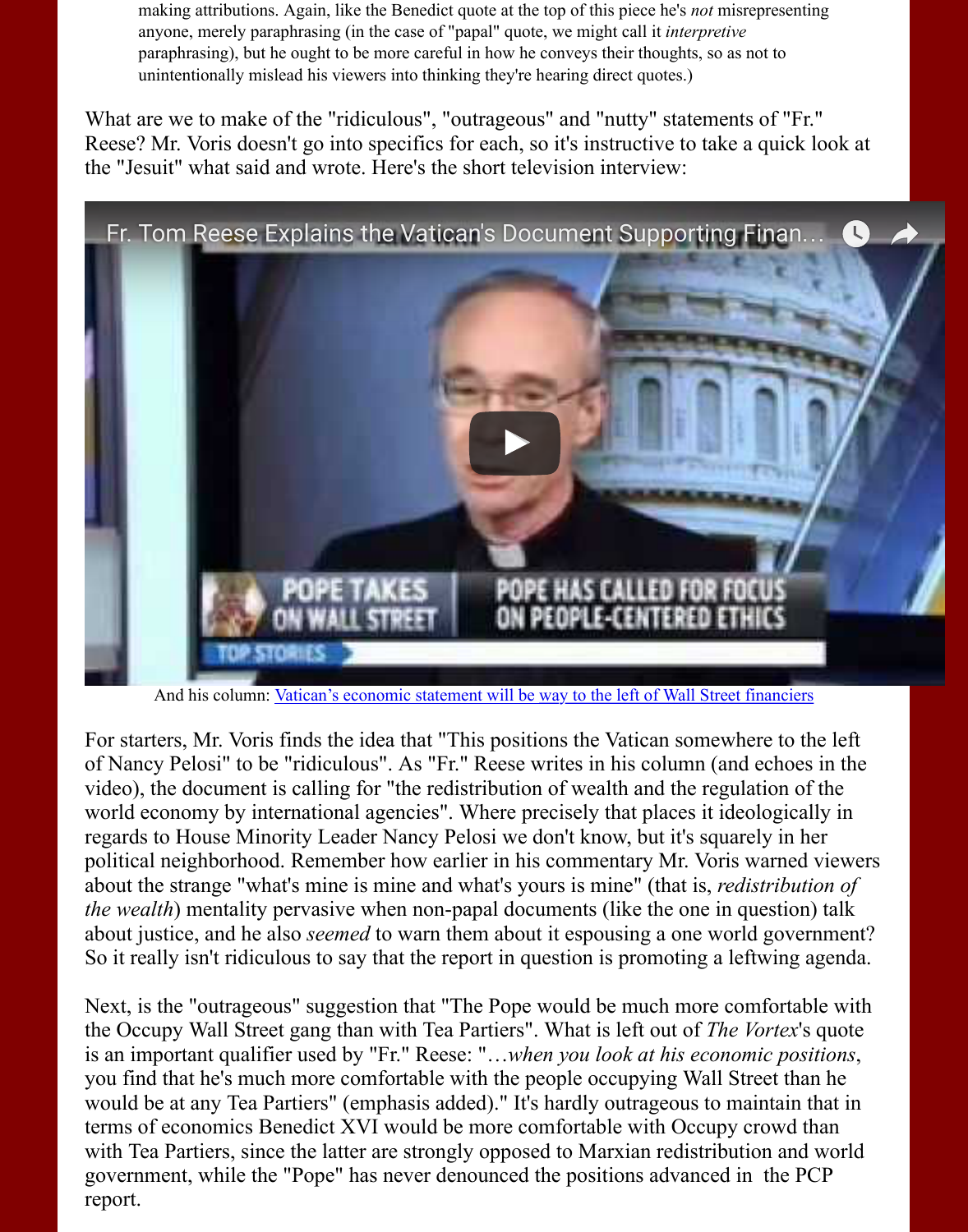making attributions. Again, like the Benedict quote at the top of this piece he's *not* misrepresenting anyone, merely paraphrasing (in the case of "papal" quote, we might call it *interpretive* paraphrasing), but he ought to be more careful in how he conveys their thoughts, so as not to unintentionally mislead his viewers into thinking they're hearing direct quotes.)

What are we to make of the "ridiculous", "outrageous" and "nutty" statements of "Fr." Reese? Mr. Voris doesn't go into specifics for each, so it's instructive to take a quick look at the "Jesuit" what said and wrote. Here's the short television interview:

And his column: Vatican's economic statement will be way to the left of Wall Street financiers

For starters, Mr. Voris finds the idea that "This positions the Vatican somewhere to the left of Nancy Pelosi" to be "ridiculous". As "Fr." Reese writes in his column (and echoes in the video), the document is calling for "the redistribution of wealth and the regulation of the world economy by international agencies". Where precisely that places it ideologically in regards to House Minority Leader Nancy Pelosi we don't know, but it's squarely in her political neighborhood. Remember how earlier in his commentary Mr. Voris warned viewers about the strange "what's mine is mine and what's yours is mine" (that is, *redistribution of the wealth*) mentality pervasive when non-papal documents (like the one in question) talk about justice, and he also *seemed* to warn them about it espousing a one world government? So it really isn't ridiculous to say that the report in question is promoting a leftwing agenda.

Next, is the "outrageous" suggestion that "The Pope would be much more comfortable with the Occupy Wall Street gang than with Tea Partiers". What is left out of *The Vortex*'s quote is an important qualifier used by "Fr." Reese: "…*when you look at his economic positions*, you find that he's much more comfortable with the people occupying Wall Street than he would be at any Tea Partiers" (emphasis added)." It's hardly outrageous to maintain that in terms of economics Benedict XVI would be more comfortable with Occupy crowd than with Tea Partiers, since the latter are strongly opposed to Marxian redistribution and world government, while the "Pope" has never denounced the positions advanced in the PCP report.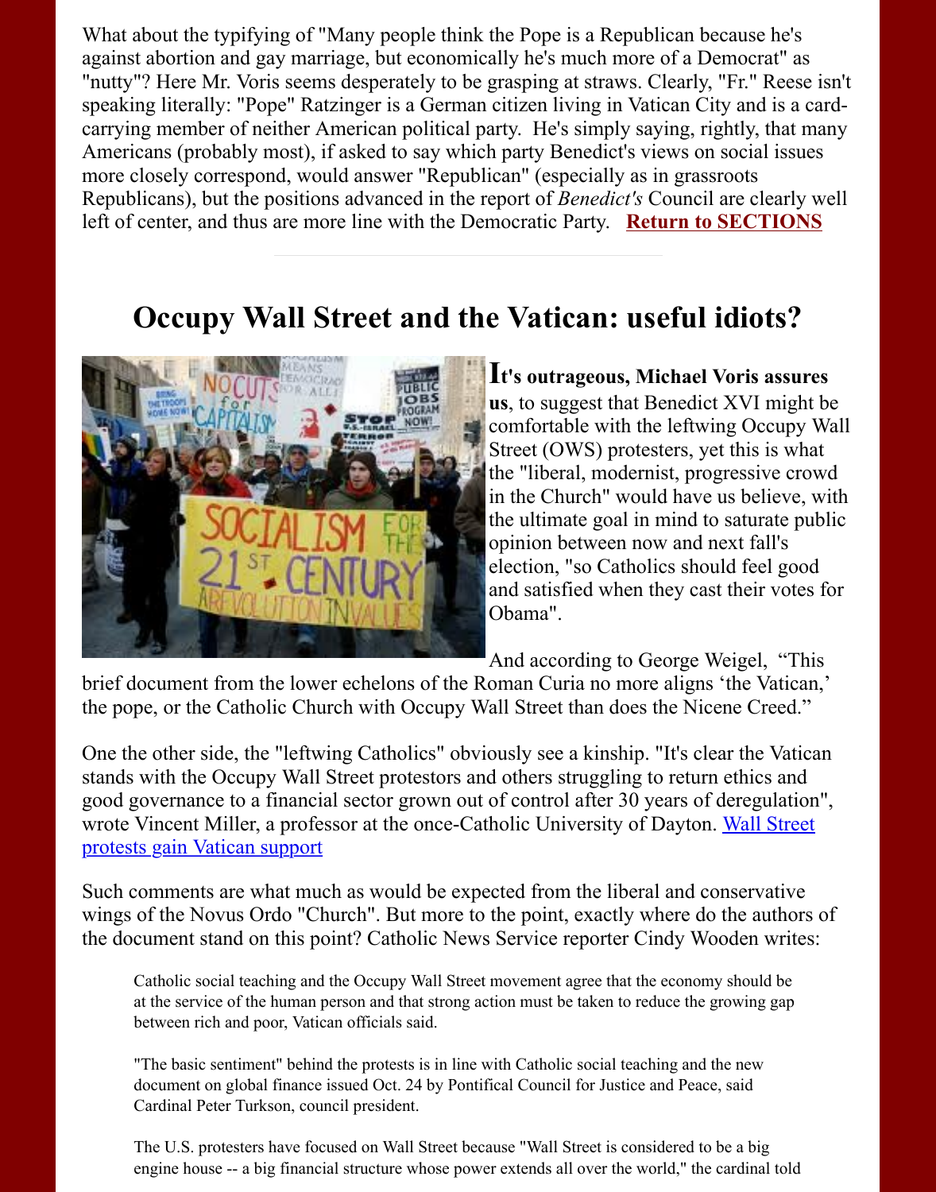What about the typifying of "Many people think the Pope is a Republican because he's against abortion and gay marriage, but economically he's much more of a Democrat" as "nutty"? Here Mr. Voris seems desperately to be grasping at straws. Clearly, "Fr." Reese isn't speaking literally: "Pope" Ratzinger is a German citizen living in Vatican City and is a card-carrying member of neither American political party. He's simply saying, rightly, that many Americans (probably most), if asked to say which party Benedict's views on social issues more closely correspond, would answer "Republican" (especially as in grassroots Republicans), but the positions advanced in the report of *Benedict's* Council are clearly well left of center, and thus are more line with the Democratic Party. **Return to SECTIONS**

---

## Occupy Wall Street and the Vatican: useful idiots?

**It's outrageous, Michael Voris assures us**, to suggest that Benedict XVI might be comfortable with the leftwing Occupy Wall Street (OWS) protesters, yet this is what the "liberal, modernist, progressive crowd in the Church" would have us believe, with the ultimate goal in mind to saturate public opinion between now and next fall's election, "so Catholics should feel good and satisfied when they cast their votes for Obama".

And according to George Weigel, "This brief document from the lower echelons of the Roman Curia no more aligns 'the Vatican,' the pope, or the Catholic Church with Occupy Wall Street than does the Nicene Creed."

One the other side, the "leftwing Catholics" obviously see a kinship. "It's clear the Vatican stands with the Occupy Wall Street protestors and others struggling to return ethics and good governance to a financial sector grown out of control after 30 years of deregulation", wrote Vincent Miller, a professor at the once-Catholic University of Dayton. Wall Street protests gain Vatican support

Such comments are what much as would be expected from the liberal and conservative wings of the Novus Ordo "Church". But more to the point, exactly where do the authors of the document stand on this point? Catholic News Service reporter Cindy Wooden writes:

> Catholic social teaching and the Occupy Wall Street movement agree that the economy should be at the service of the human person and that strong action must be taken to reduce the growing gap between rich and poor, Vatican officials said.
>
> "The basic sentiment" behind the protests is in line with Catholic social teaching and the new document on global finance issued Oct. 24 by Pontifical Council for Justice and Peace, said Cardinal Peter Turkson, council president.
>
> The U.S. protesters have focused on Wall Street because "Wall Street is considered to be a big engine house -- a big financial structure whose power extends all over the world," the cardinal told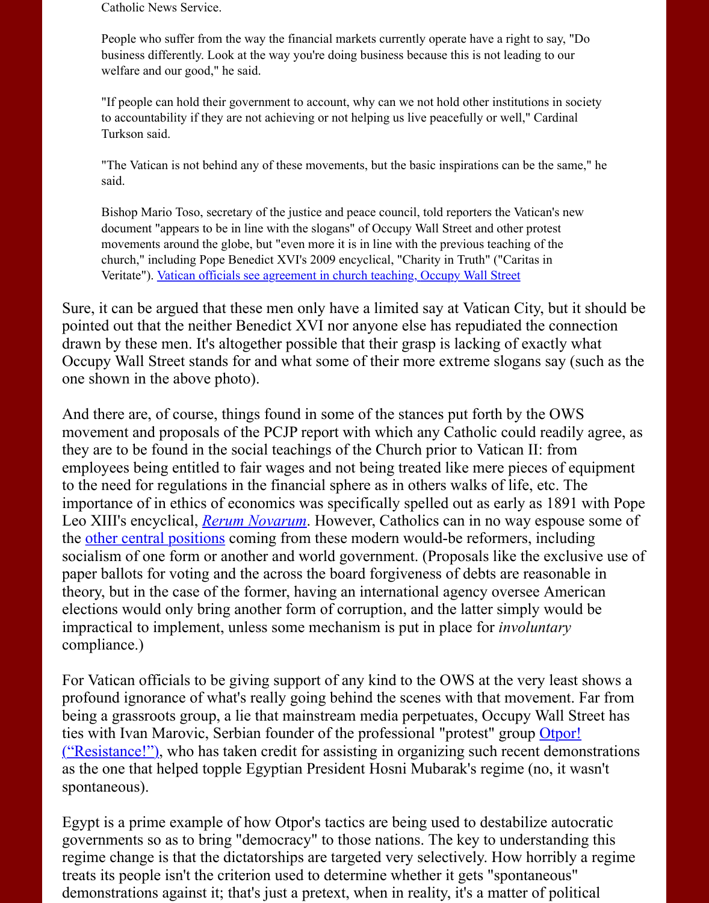Catholic News Service.

> People who suffer from the way the financial markets currently operate have a right to say, "Do business differently. Look at the way you're doing business because this is not leading to our welfare and our good," he said.
>
> "If people can hold their government to account, why can we not hold other institutions in society to accountability if they are not achieving or not helping us live peacefully or well," Cardinal Turkson said.
>
> "The Vatican is not behind any of these movements, but the basic inspirations can be the same," he said.
>
> Bishop Mario Toso, secretary of the justice and peace council, told reporters the Vatican's new document "appears to be in line with the slogans" of Occupy Wall Street and other protest movements around the globe, but "even more it is in line with the previous teaching of the church," including Pope Benedict XVI's 2009 encyclical, "Charity in Truth" ("Caritas in Veritate"). Vatican officials see agreement in church teaching, Occupy Wall Street

Sure, it can be argued that these men only have a limited say at Vatican City, but it should be pointed out that the neither Benedict XVI nor anyone else has repudiated the connection drawn by these men. It's altogether possible that their grasp is lacking of exactly what Occupy Wall Street stands for and what some of their more extreme slogans say (such as the one shown in the above photo).

And there are, of course, things found in some of the stances put forth by the OWS movement and proposals of the PCJP report with which any Catholic could readily agree, as they are to be found in the social teachings of the Church prior to Vatican II: from employees being entitled to fair wages and not being treated like mere pieces of equipment to the need for regulations in the financial sphere as in others walks of life, etc. The importance of in ethics of economics was specifically spelled out as early as 1891 with Pope Leo XIII's encyclical, *Rerum Novarum*. However, Catholics can in no way espouse some of the other central positions coming from these modern would-be reformers, including socialism of one form or another and world government. (Proposals like the exclusive use of paper ballots for voting and the across the board forgiveness of debts are reasonable in theory, but in the case of the former, having an international agency oversee American elections would only bring another form of corruption, and the latter simply would be impractical to implement, unless some mechanism is put in place for *involuntary* compliance.)

For Vatican officials to be giving support of any kind to the OWS at the very least shows a profound ignorance of what's really going behind the scenes with that movement. Far from being a grassroots group, a lie that mainstream media perpetuates, Occupy Wall Street has ties with Ivan Marovic, Serbian founder of the professional "protest" group Otpor! ("Resistance!"), who has taken credit for assisting in organizing such recent demonstrations as the one that helped topple Egyptian President Hosni Mubarak's regime (no, it wasn't spontaneous).

Egypt is a prime example of how Otpor's tactics are being used to destabilize autocratic governments so as to bring "democracy" to those nations. The key to understanding this regime change is that the dictatorships are targeted very selectively. How horribly a regime treats its people isn't the criterion used to determine whether it gets "spontaneous" demonstrations against it; that's just a pretext, when in reality, it's a matter of political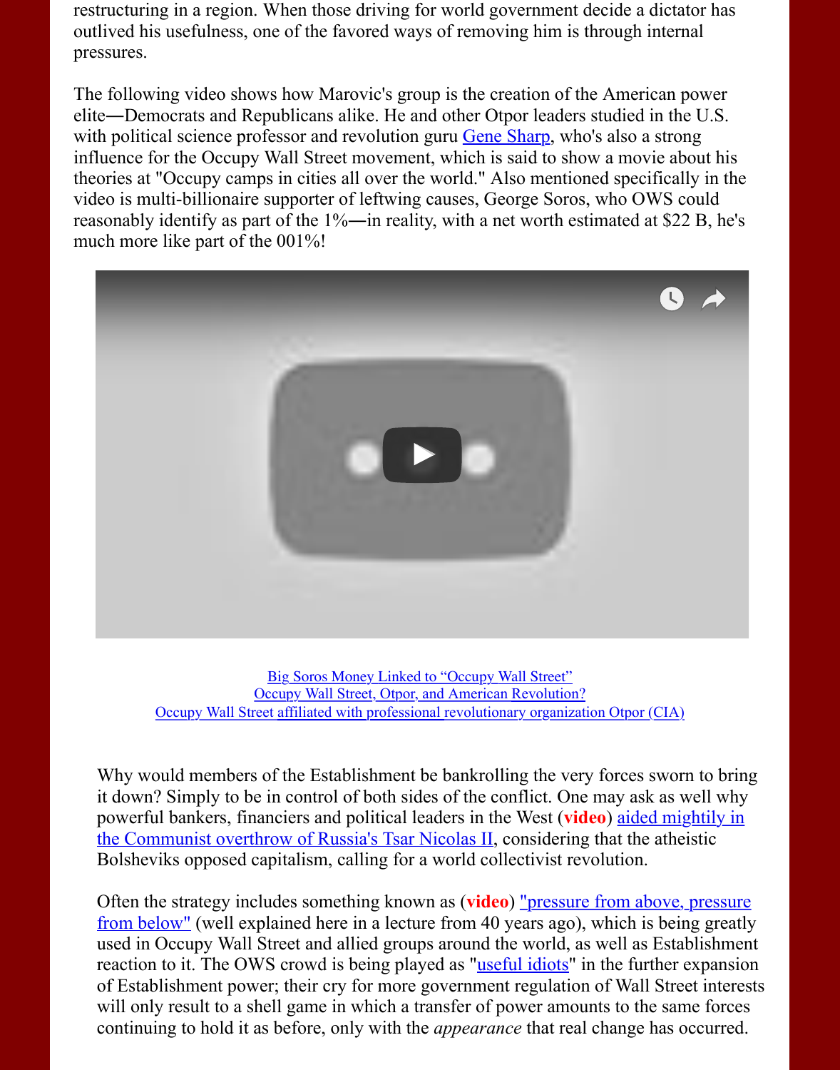restructuring in a region. When those driving for world government decide a dictator has outlived his usefulness, one of the favored ways of removing him is through internal pressures.

The following video shows how Marovic's group is the creation of the American power elite—Democrats and Republicans alike. He and other Otpor leaders studied in the U.S. with political science professor and revolution guru Gene Sharp, who's also a strong influence for the Occupy Wall Street movement, which is said to show a movie about his theories at "Occupy camps in cities all over the world." Also mentioned specifically in the video is multi-billionaire supporter of leftwing causes, George Soros, who OWS could reasonably identify as part of the 1%—in reality, with a net worth estimated at $22 B, he's much more like part of the 001%!

Big Soros Money Linked to "Occupy Wall Street"
Occupy Wall Street, Otpor, and American Revolution?
Occupy Wall Street affiliated with professional revolutionary organization Otpor (CIA)

Why would members of the Establishment be bankrolling the very forces sworn to bring it down? Simply to be in control of both sides of the conflict. One may ask as well why powerful bankers, financiers and political leaders in the West (**video**) aided mightily in the Communist overthrow of Russia's Tsar Nicolas II, considering that the atheistic Bolsheviks opposed capitalism, calling for a world collectivist revolution.

Often the strategy includes something known as (**video**) "pressure from above, pressure from below" (well explained here in a lecture from 40 years ago), which is being greatly used in Occupy Wall Street and allied groups around the world, as well as Establishment reaction to it. The OWS crowd is being played as "useful idiots" in the further expansion of Establishment power; their cry for more government regulation of Wall Street interests will only result to a shell game in which a transfer of power amounts to the same forces continuing to hold it as before, only with the *appearance* that real change has occurred.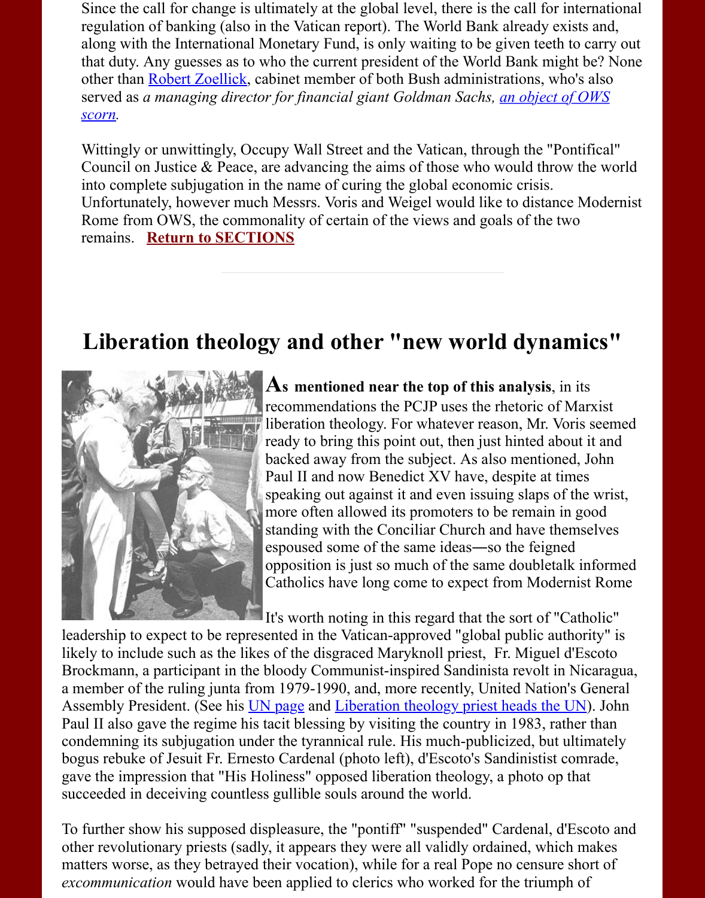Since the call for change is ultimately at the global level, there is the call for international regulation of banking (also in the Vatican report). The World Bank already exists and, along with the International Monetary Fund, is only waiting to be given teeth to carry out that duty. Any guesses as to who the current president of the World Bank might be? None other than Robert Zoellick, cabinet member of both Bush administrations, who's also served as *a managing director for financial giant Goldman Sachs, an object of OWS scorn.*

Wittingly or unwittingly, Occupy Wall Street and the Vatican, through the "Pontifical" Council on Justice & Peace, are advancing the aims of those who would throw the world into complete subjugation in the name of curing the global economic crisis. Unfortunately, however much Messrs. Voris and Weigel would like to distance Modernist Rome from OWS, the commonality of certain of the views and goals of the two remains. **Return to SECTIONS**

---

## Liberation theology and other "new world dynamics"

**As mentioned near the top of this analysis**, in its recommendations the PCJP uses the rhetoric of Marxist liberation theology. For whatever reason, Mr. Voris seemed ready to bring this point out, then just hinted about it and backed away from the subject. As also mentioned, John Paul II and now Benedict XV have, despite at times speaking out against it and even issuing slaps of the wrist, more often allowed its promoters to be remain in good standing with the Conciliar Church and have themselves espoused some of the same ideas—so the feigned opposition is just so much of the same doubletalk informed Catholics have long come to expect from Modernist Rome

It's worth noting in this regard that the sort of "Catholic" leadership to expect to be represented in the Vatican-approved "global public authority" is likely to include such as the likes of the disgraced Maryknoll priest, Fr. Miguel d'Escoto Brockmann, a participant in the bloody Communist-inspired Sandinista revolt in Nicaragua, a member of the ruling junta from 1979-1990, and, more recently, United Nation's General Assembly President. (See his UN page and Liberation theology priest heads the UN). John Paul II also gave the regime his tacit blessing by visiting the country in 1983, rather than condemning its subjugation under the tyrannical rule. His much-publicized, but ultimately bogus rebuke of Jesuit Fr. Ernesto Cardenal (photo left), d'Escoto's Sandinistist comrade, gave the impression that "His Holiness" opposed liberation theology, a photo op that succeeded in deceiving countless gullible souls around the world.

To further show his supposed displeasure, the "pontiff" "suspended" Cardenal, d'Escoto and other revolutionary priests (sadly, it appears they were all validly ordained, which makes matters worse, as they betrayed their vocation), while for a real Pope no censure short of *excommunication* would have been applied to clerics who worked for the triumph of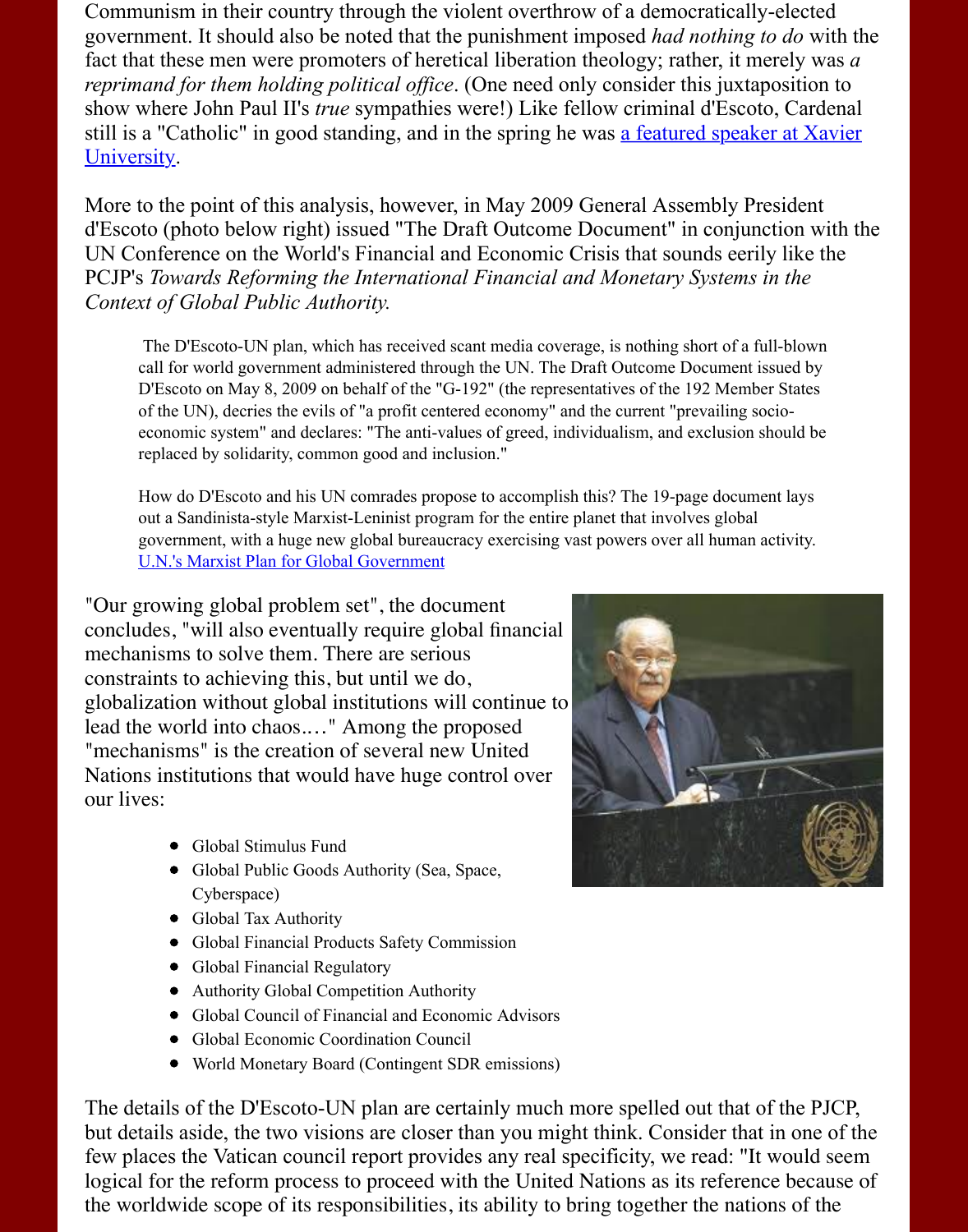Communism in their country through the violent overthrow of a democratically-elected government. It should also be noted that the punishment imposed *had nothing to do* with the fact that these men were promoters of heretical liberation theology; rather, it merely was *a reprimand for them holding political office*. (One need only consider this juxtaposition to show where John Paul II's *true* sympathies were!) Like fellow criminal d'Escoto, Cardenal still is a "Catholic" in good standing, and in the spring he was a featured speaker at Xavier University.

More to the point of this analysis, however, in May 2009 General Assembly President d'Escoto (photo below right) issued "The Draft Outcome Document" in conjunction with the UN Conference on the World's Financial and Economic Crisis that sounds eerily like the PCJP's *Towards Reforming the International Financial and Monetary Systems in the Context of Global Public Authority.*

> The D'Escoto-UN plan, which has received scant media coverage, is nothing short of a full-blown call for world government administered through the UN. The Draft Outcome Document issued by D'Escoto on May 8, 2009 on behalf of the "G-192" (the representatives of the 192 Member States of the UN), decries the evils of "a profit centered economy" and the current "prevailing socio-economic system" and declares: "The anti-values of greed, individualism, and exclusion should be replaced by solidarity, common good and inclusion."
>
> How do D'Escoto and his UN comrades propose to accomplish this? The 19-page document lays out a Sandinista-style Marxist-Leninist program for the entire planet that involves global government, with a huge new global bureaucracy exercising vast powers over all human activity. U.N.'s Marxist Plan for Global Government

"Our growing global problem set", the document concludes, "will also eventually require global financial mechanisms to solve them. There are serious constraints to achieving this, but until we do, globalization without global institutions will continue to lead the world into chaos.…" Among the proposed "mechanisms" is the creation of several new United Nations institutions that would have huge control over our lives:

- Global Stimulus Fund
- Global Public Goods Authority (Sea, Space, Cyberspace)
- Global Tax Authority
- Global Financial Products Safety Commission
- Global Financial Regulatory
- Authority Global Competition Authority
- Global Council of Financial and Economic Advisors
- Global Economic Coordination Council
- World Monetary Board (Contingent SDR emissions)

The details of the D'Escoto-UN plan are certainly much more spelled out that of the PJCP, but details aside, the two visions are closer than you might think. Consider that in one of the few places the Vatican council report provides any real specificity, we read: "It would seem logical for the reform process to proceed with the United Nations as its reference because of the worldwide scope of its responsibilities, its ability to bring together the nations of the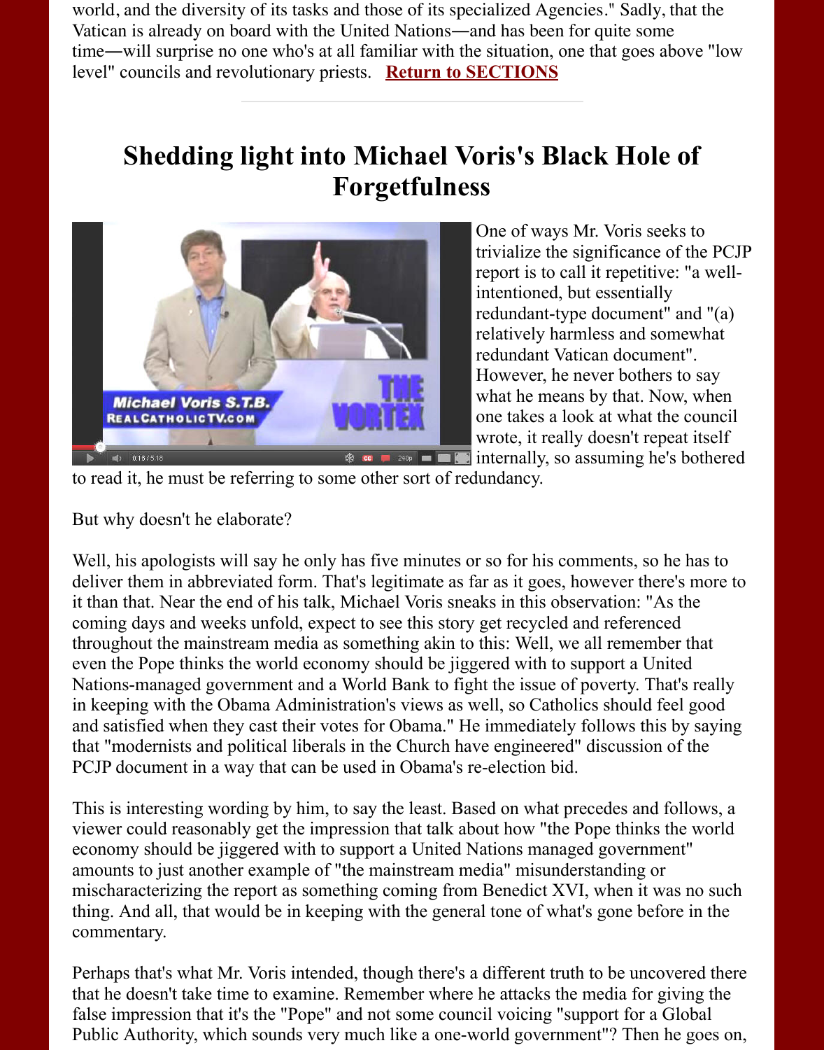world, and the diversity of its tasks and those of its specialized Agencies." Sadly, that the Vatican is already on board with the United Nations—and has been for quite some time—will surprise no one who's at all familiar with the situation, one that goes above "low level" councils and revolutionary priests. **Return to SECTIONS**

# Shedding light into Michael Voris's Black Hole of Forgetfulness

One of ways Mr. Voris seeks to trivialize the significance of the PCJP report is to call it repetitive: "a well-intentioned, but essentially redundant-type document" and "(a) relatively harmless and somewhat redundant Vatican document". However, he never bothers to say what he means by that. Now, when one takes a look at what the council wrote, it really doesn't repeat itself internally, so assuming he's bothered to read it, he must be referring to some other sort of redundancy.

But why doesn't he elaborate?

Well, his apologists will say he only has five minutes or so for his comments, so he has to deliver them in abbreviated form. That's legitimate as far as it goes, however there's more to it than that. Near the end of his talk, Michael Voris sneaks in this observation: "As the coming days and weeks unfold, expect to see this story get recycled and referenced throughout the mainstream media as something akin to this: Well, we all remember that even the Pope thinks the world economy should be jiggered with to support a United Nations-managed government and a World Bank to fight the issue of poverty. That's really in keeping with the Obama Administration's views as well, so Catholics should feel good and satisfied when they cast their votes for Obama." He immediately follows this by saying that "modernists and political liberals in the Church have engineered" discussion of the PCJP document in a way that can be used in Obama's re-election bid.

This is interesting wording by him, to say the least. Based on what precedes and follows, a viewer could reasonably get the impression that talk about how "the Pope thinks the world economy should be jiggered with to support a United Nations managed government" amounts to just another example of "the mainstream media" misunderstanding or mischaracterizing the report as something coming from Benedict XVI, when it was no such thing. And all, that would be in keeping with the general tone of what's gone before in the commentary.

Perhaps that's what Mr. Voris intended, though there's a different truth to be uncovered there that he doesn't take time to examine. Remember where he attacks the media for giving the false impression that it's the "Pope" and not some council voicing "support for a Global Public Authority, which sounds very much like a one-world government"? Then he goes on,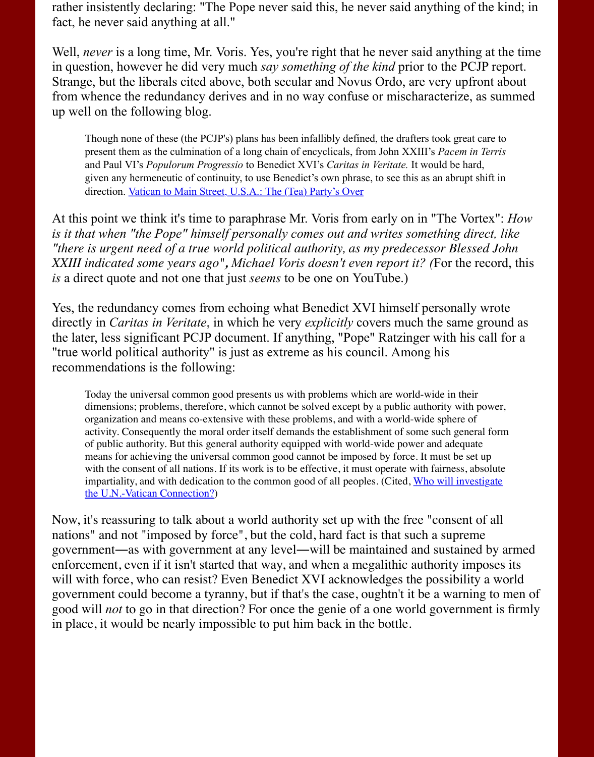rather insistently declaring: "The Pope never said this, he never said anything of the kind; in fact, he never said anything at all."

Well, *never* is a long time, Mr. Voris. Yes, you're right that he never said anything at the time in question, however he did very much *say something of the kind* prior to the PCJP report. Strange, but the liberals cited above, both secular and Novus Ordo, are very upfront about from whence the redundancy derives and in no way confuse or mischaracterize, as summed up well on the following blog.

> Though none of these (the PCJP's) plans has been infallibly defined, the drafters took great care to present them as the culmination of a long chain of encyclicals, from John XXIII's *Pacem in Terris* and Paul VI's *Populorum Progressio* to Benedict XVI's *Caritas in Veritate.* It would be hard, given any hermeneutic of continuity, to use Benedict's own phrase, to see this as an abrupt shift in direction. [Vatican to Main Street, U.S.A.: The (Tea) Party's Over]

At this point we think it's time to paraphrase Mr. Voris from early on in "The Vortex": *How is it that when "the Pope" himself personally comes out and writes something direct, like "there is urgent need of a true world political authority, as my predecessor Blessed John XXIII indicated some years ago", Michael Voris doesn't even report it? (*For the record, this *is* a direct quote and not one that just *seems* to be one on YouTube.)

Yes, the redundancy comes from echoing what Benedict XVI himself personally wrote directly in *Caritas in Veritate*, in which he very *explicitly* covers much the same ground as the later, less significant PCJP document. If anything, "Pope" Ratzinger with his call for a "true world political authority" is just as extreme as his council. Among his recommendations is the following:

> Today the universal common good presents us with problems which are world-wide in their dimensions; problems, therefore, which cannot be solved except by a public authority with power, organization and means co-extensive with these problems, and with a world-wide sphere of activity. Consequently the moral order itself demands the establishment of some such general form of public authority. But this general authority equipped with world-wide power and adequate means for achieving the universal common good cannot be imposed by force. It must be set up with the consent of all nations. If its work is to be effective, it must operate with fairness, absolute impartiality, and with dedication to the common good of all peoples. (Cited, [Who will investigate the U.N.-Vatican Connection?])

Now, it's reassuring to talk about a world authority set up with the free "consent of all nations" and not "imposed by force", but the cold, hard fact is that such a supreme government—as with government at any level—will be maintained and sustained by armed enforcement, even if it isn't started that way, and when a megalithic authority imposes its will with force, who can resist? Even Benedict XVI acknowledges the possibility a world government could become a tyranny, but if that's the case, oughtn't it be a warning to men of good will *not* to go in that direction? For once the genie of a one world government is firmly in place, it would be nearly impossible to put him back in the bottle.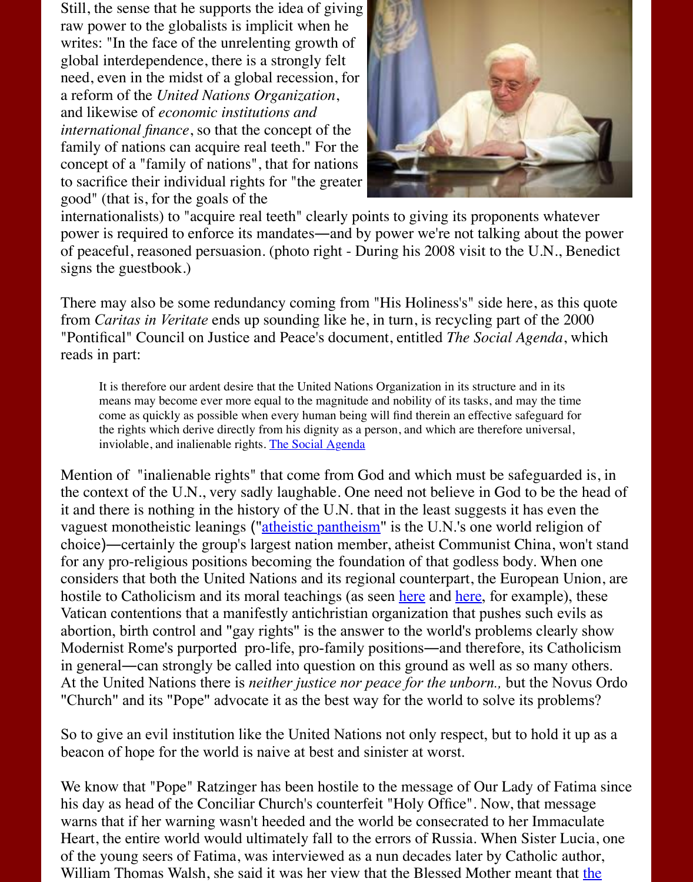Still, the sense that he supports the idea of giving raw power to the globalists is implicit when he writes: "In the face of the unrelenting growth of global interdependence, there is a strongly felt need, even in the midst of a global recession, for a reform of the *United Nations Organization*, and likewise of *economic institutions and international finance*, so that the concept of the family of nations can acquire real teeth." For the concept of a "family of nations", that for nations to sacrifice their individual rights for "the greater good" (that is, for the goals of the internationalists) to "acquire real teeth" clearly points to giving its proponents whatever power is required to enforce its mandates—and by power we're not talking about the power of peaceful, reasoned persuasion. (photo right - During his 2008 visit to the U.N., Benedict signs the guestbook.)

There may also be some redundancy coming from "His Holiness's" side here, as this quote from *Caritas in Veritate* ends up sounding like he, in turn, is recycling part of the 2000 "Pontifical" Council on Justice and Peace's document, entitled *The Social Agenda*, which reads in part:

> It is therefore our ardent desire that the United Nations Organization in its structure and in its means may become ever more equal to the magnitude and nobility of its tasks, and may the time come as quickly as possible when every human being will find therein an effective safeguard for the rights which derive directly from his dignity as a person, and which are therefore universal, inviolable, and inalienable rights. The Social Agenda

Mention of "inalienable rights" that come from God and which must be safeguarded is, in the context of the U.N., very sadly laughable. One need not believe in God to be the head of it and there is nothing in the history of the U.N. that in the least suggests it has even the vaguest monotheistic leanings ("atheistic pantheism" is the U.N.'s one world religion of choice)—certainly the group's largest nation member, atheist Communist China, won't stand for any pro-religious positions becoming the foundation of that godless body. When one considers that both the United Nations and its regional counterpart, the European Union, are hostile to Catholicism and its moral teachings (as seen here and here, for example), these Vatican contentions that a manifestly antichristian organization that pushes such evils as abortion, birth control and "gay rights" is the answer to the world's problems clearly show Modernist Rome's purported pro-life, pro-family positions—and therefore, its Catholicism in general—can strongly be called into question on this ground as well as so many others. At the United Nations there is *neither justice nor peace for the unborn.,* but the Novus Ordo "Church" and its "Pope" advocate it as the best way for the world to solve its problems?

So to give an evil institution like the United Nations not only respect, but to hold it up as a beacon of hope for the world is naive at best and sinister at worst.

We know that "Pope" Ratzinger has been hostile to the message of Our Lady of Fatima since his day as head of the Conciliar Church's counterfeit "Holy Office". Now, that message warns that if her warning wasn't heeded and the world be consecrated to her Immaculate Heart, the entire world would ultimately fall to the errors of Russia. When Sister Lucia, one of the young seers of Fatima, was interviewed as a nun decades later by Catholic author, William Thomas Walsh, she said it was her view that the Blessed Mother meant that the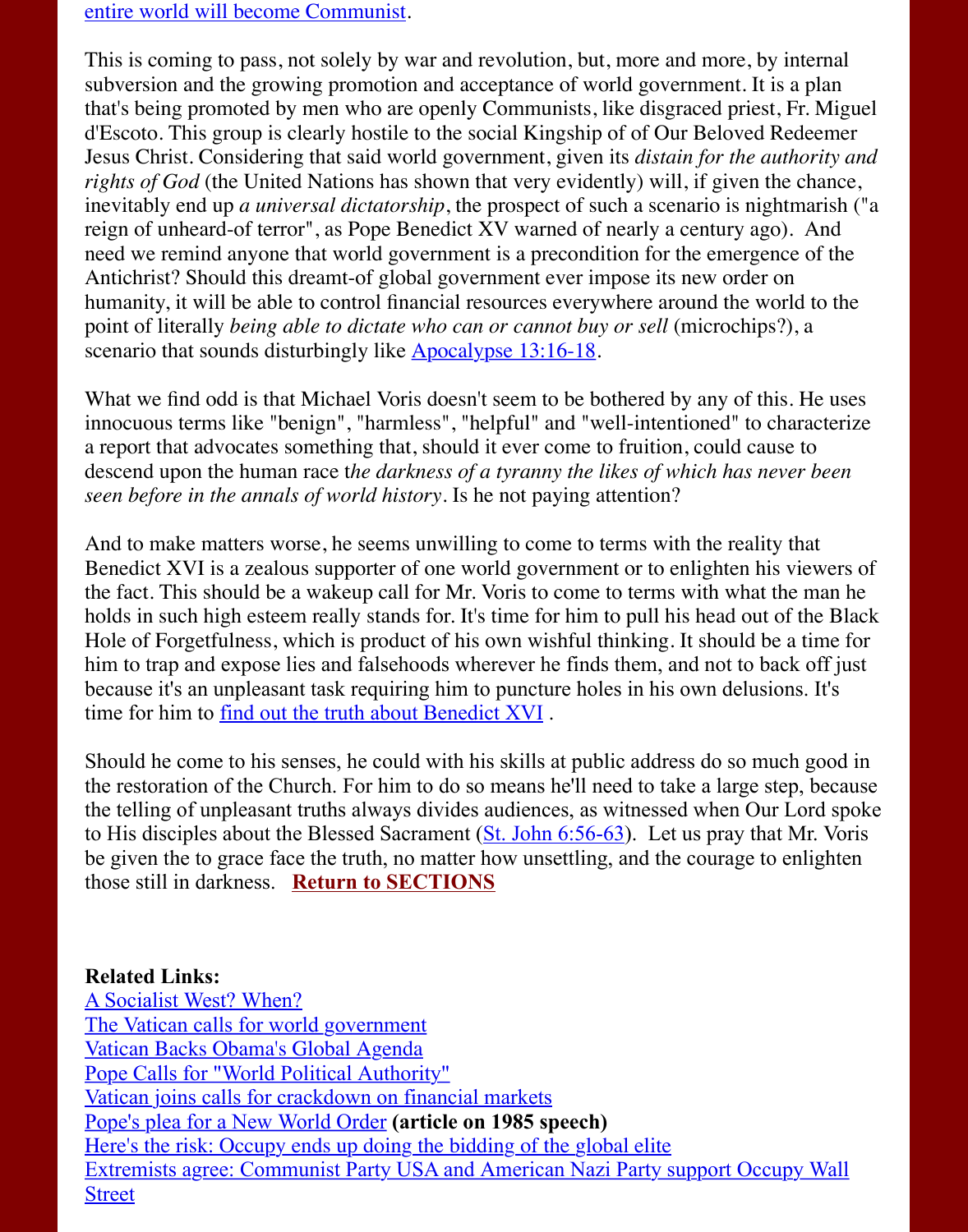entire world will become Communist.

This is coming to pass, not solely by war and revolution, but, more and more, by internal subversion and the growing promotion and acceptance of world government. It is a plan that's being promoted by men who are openly Communists, like disgraced priest, Fr. Miguel d'Escoto. This group is clearly hostile to the social Kingship of of Our Beloved Redeemer Jesus Christ. Considering that said world government, given its *distain for the authority and rights of God* (the United Nations has shown that very evidently) will, if given the chance, inevitably end up *a universal dictatorship*, the prospect of such a scenario is nightmarish ("a reign of unheard-of terror", as Pope Benedict XV warned of nearly a century ago). And need we remind anyone that world government is a precondition for the emergence of the Antichrist? Should this dreamt-of global government ever impose its new order on humanity, it will be able to control financial resources everywhere around the world to the point of literally *being able to dictate who can or cannot buy or sell* (microchips?), a scenario that sounds disturbingly like Apocalypse 13:16-18.

What we find odd is that Michael Voris doesn't seem to be bothered by any of this. He uses innocuous terms like "benign", "harmless", "helpful" and "well-intentioned" to characterize a report that advocates something that, should it ever come to fruition, could cause to descend upon the human race t*he darkness of a tyranny the likes of which has never been seen before in the annals of world history*. Is he not paying attention?

And to make matters worse, he seems unwilling to come to terms with the reality that Benedict XVI is a zealous supporter of one world government or to enlighten his viewers of the fact. This should be a wakeup call for Mr. Voris to come to terms with what the man he holds in such high esteem really stands for. It's time for him to pull his head out of the Black Hole of Forgetfulness, which is product of his own wishful thinking. It should be a time for him to trap and expose lies and falsehoods wherever he finds them, and not to back off just because it's an unpleasant task requiring him to puncture holes in his own delusions. It's time for him to find out the truth about Benedict XVI .

Should he come to his senses, he could with his skills at public address do so much good in the restoration of the Church. For him to do so means he'll need to take a large step, because the telling of unpleasant truths always divides audiences, as witnessed when Our Lord spoke to His disciples about the Blessed Sacrament (St. John 6:56-63). Let us pray that Mr. Voris be given the to grace face the truth, no matter how unsettling, and the courage to enlighten those still in darkness. **Return to SECTIONS**

**Related Links:**
A Socialist West? When?
The Vatican calls for world government
Vatican Backs Obama's Global Agenda
Pope Calls for "World Political Authority"
Vatican joins calls for crackdown on financial markets
Pope's plea for a New World Order **(article on 1985 speech)**
Here's the risk: Occupy ends up doing the bidding of the global elite
Extremists agree: Communist Party USA and American Nazi Party support Occupy Wall Street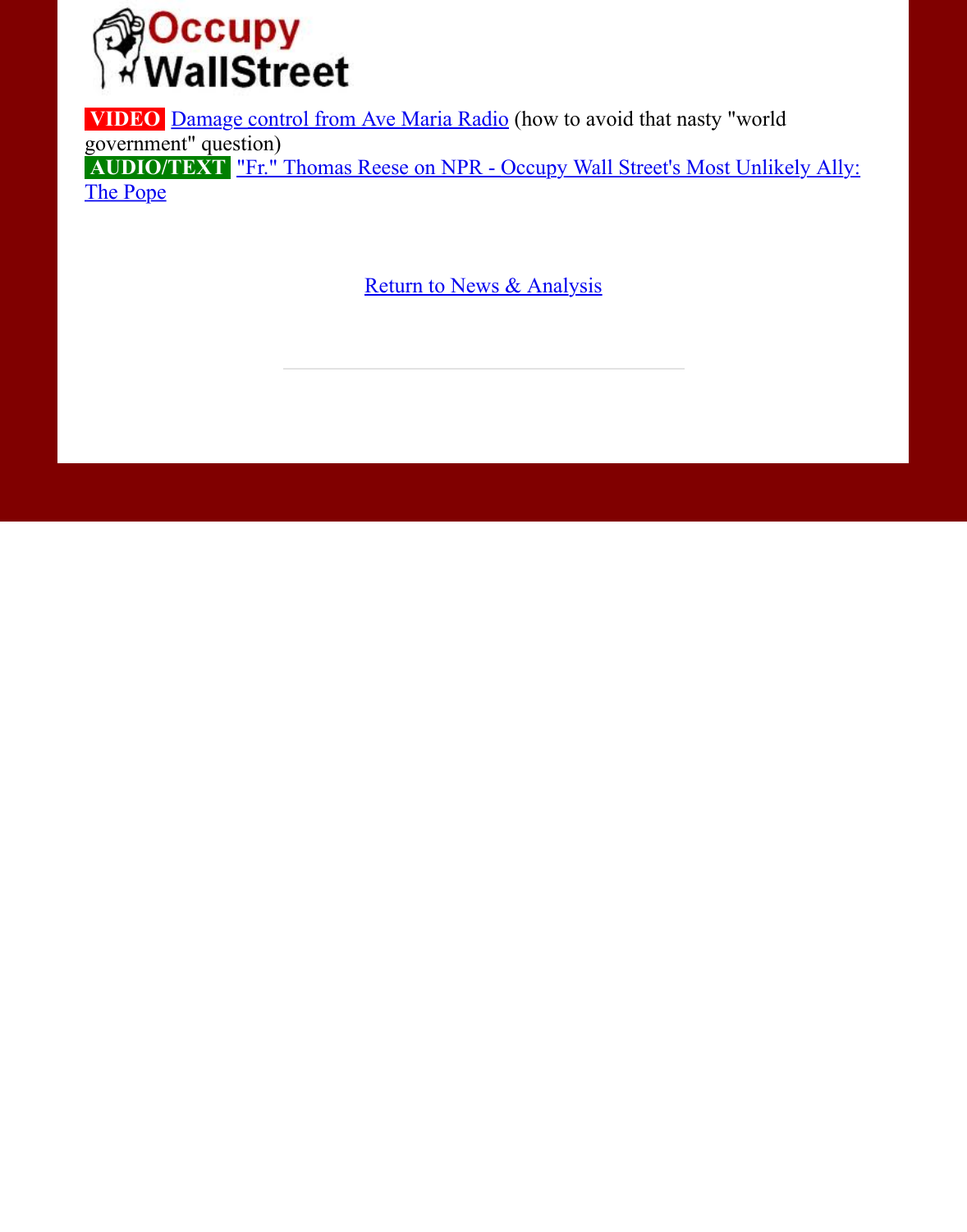Occupy WallStreet

**VIDEO** Damage control from Ave Maria Radio (how to avoid that nasty "world government" question)
**AUDIO/TEXT** "Fr." Thomas Reese on NPR - Occupy Wall Street's Most Unlikely Ally: The Pope

Return to News & Analysis